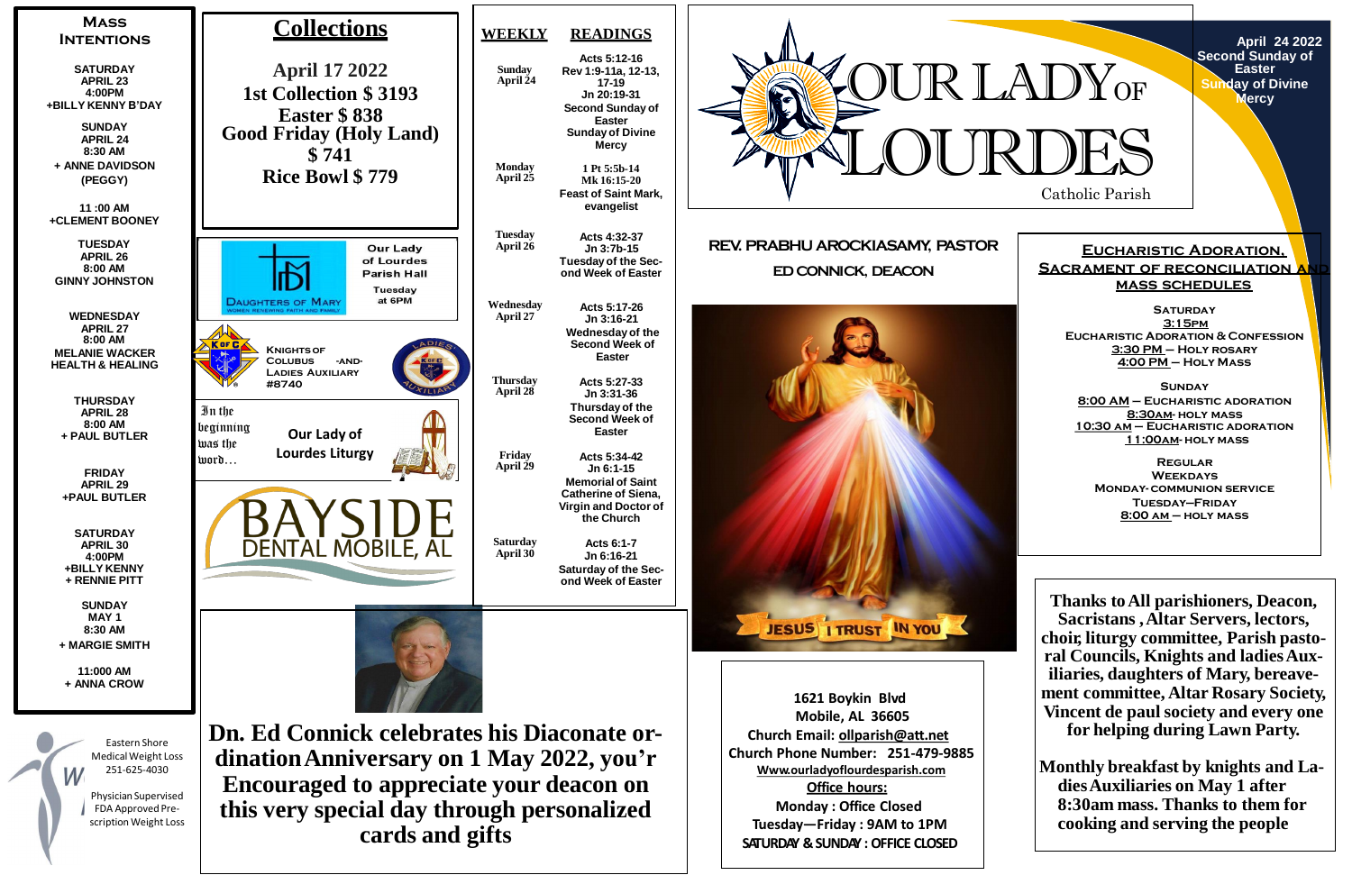# OUR LADY OF LOURDES

Catholic Parish

April 24 2022
Second Sunday of Easter
Sunday of Divine Mercy

**REV. PRABHU AROCKIASAMY, PASTOR**

**ED CONNICK, DEACON**

JESUS I TRUST IN YOU

## Mass Intentions

**SATURDAY**
**APRIL 23**
**4:00PM**
**+BILLY KENNY B'DAY**

**SUNDAY**
**APRIL 24**
**8:30 AM**
**+ ANNE DAVIDSON (PEGGY)**

**11 :00 AM**
**+CLEMENT BOONEY**

**TUESDAY**
**APRIL 26**
**8:00 AM**
**GINNY JOHNSTON**

**WEDNESDAY**
**APRIL 27**
**8:00 AM**
**MELANIE WACKER**
**HEALTH & HEALING**

**THURSDAY**
**APRIL 28**
**8:00 AM**
**+ PAUL BUTLER**

**FRIDAY**
**APRIL 29**
**+PAUL BUTLER**

**SATURDAY**
**APRIL 30**
**4:00PM**
**+BILLY KENNY**
**+ RENNIE PITT**

**SUNDAY**
**MAY 1**
**8:30 AM**
**+ MARGIE SMITH**

**11:000 AM**
**+ ANNA CROW**

## Collections

**April 17 2022**
**1st Collection $ 3193**
**Easter $ 838**
**Good Friday (Holy Land) $ 741**
**Rice Bowl $ 779**

Daughters of Mary — Women Renewing Faith and Family
Our Lady of Lourdes Parish Hall
Tuesday at 6PM

Knights of Columbus -and- Ladies Auxiliary #8740

In the beginning was the word…
Our Lady of Lourdes Liturgy

BAYSIDE DENTAL MOBILE, AL

Eastern Shore Medical Weight Loss
251-625-4030
Physician Supervised FDA Approved Prescription Weight Loss

## WEEKLY READINGS

| WEEKLY | READINGS |
|---|---|
| Sunday April 24 | Acts 5:12-16 Rev 1:9-11a, 12-13, 17-19 Jn 20:19-31 Second Sunday of Easter Sunday of Divine Mercy |
| Monday April 25 | 1 Pt 5:5b-14 Mk 16:15-20 Feast of Saint Mark, evangelist |
| Tuesday April 26 | Acts 4:32-37 Jn 3:7b-15 Tuesday of the Second Week of Easter |
| Wednesday April 27 | Acts 5:17-26 Jn 3:16-21 Wednesday of the Second Week of Easter |
| Thursday April 28 | Acts 5:27-33 Jn 3:31-36 Thursday of the Second Week of Easter |
| Friday April 29 | Acts 5:34-42 Jn 6:1-15 Memorial of Saint Catherine of Siena, Virgin and Doctor of the Church |
| Saturday April 30 | Acts 6:1-7 Jn 6:16-21 Saturday of the Second Week of Easter |

## Eucharistic Adoration, Sacrament of Reconciliation and Mass Schedules

**Saturday**
3:15pm
Eucharistic Adoration & Confession
3:30 PM – Holy Rosary
4:00 PM – Holy Mass

**Sunday**
8:00 AM – Eucharistic Adoration
8:30AM- Holy Mass
10:30 AM – Eucharistic Adoration
11:00AM- Holy Mass

**Regular Weekdays**
Monday- Communion Service
Tuesday–Friday
8:00 AM – Holy Mass

**Dn. Ed Connick celebrates his Diaconate ordination Anniversary on 1 May 2022, you'r Encouraged to appreciate your deacon on this very special day through personalized cards and gifts**

**1621 Boykin Blvd**
**Mobile, AL 36605**
**Church Email: ollparish@att.net**
**Church Phone Number: 251-479-9885**
**Www.ourladyoflourdesparish.com**
**Office hours:**
**Monday : Office Closed**
**Tuesday—Friday : 9AM to 1PM**
**SATURDAY & SUNDAY : OFFICE CLOSED**

**Thanks to All parishioners, Deacon, Sacristans , Altar Servers, lectors, choir, liturgy committee, Parish pastoral Councils, Knights and ladies Auxiliaries, daughters of Mary, bereavement committee, Altar Rosary Society, Vincent de paul society and every one for helping during Lawn Party.**

**Monthly breakfast by knights and Ladies Auxiliaries on May 1 after 8:30am mass. Thanks to them for cooking and serving the people**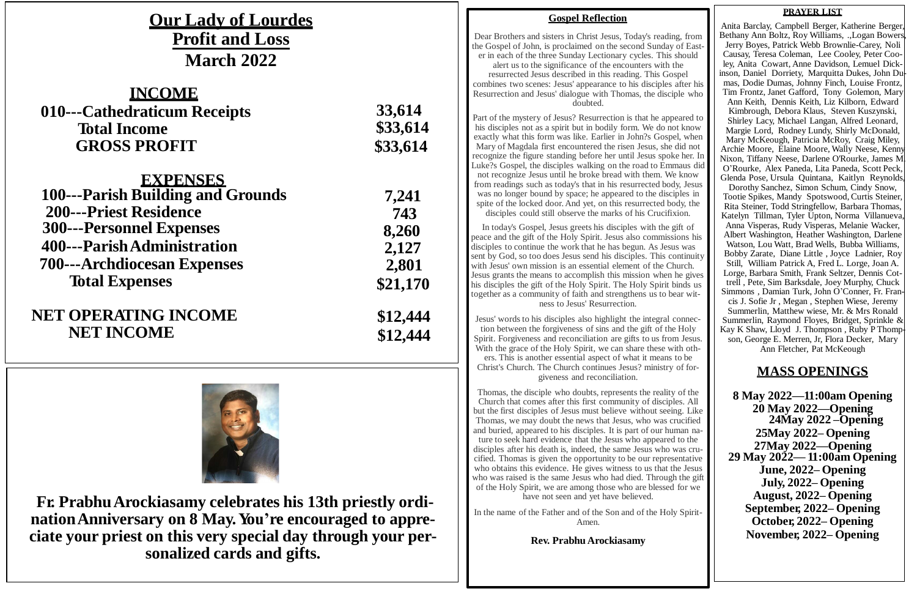# Our Lady of Lourdes
## Profit and Loss
## March 2022

### INCOME

| | |
|---|---|
| 010---Cathedraticum Receipts | 33,614 |
| Total Income | $33,614 |
| GROSS PROFIT | $33,614 |

### EXPENSES

| | |
|---|---|
| 100---Parish Building and Grounds | 7,241 |
| 200---Priest Residence | 743 |
| 300---Personnel Expenses | 8,260 |
| 400---Parish Administration | 2,127 |
| 700---Archdiocesan Expenses | 2,801 |
| Total Expenses | $21,170 |
| NET OPERATING INCOME | $12,444 |
| NET INCOME | $12,444 |

**Fr. Prabhu Arockiasamy celebrates his 13th priestly ordination Anniversary on 8 May. You're encouraged to appreciate your priest on this very special day through your personalized cards and gifts.**

## Gospel Reflection

Dear Brothers and sisters in Christ Jesus, Today's reading, from the Gospel of John, is proclaimed on the second Sunday of Easter in each of the three Sunday Lectionary cycles. This should alert us to the significance of the encounters with the resurrected Jesus described in this reading. This Gospel combines two scenes: Jesus' appearance to his disciples after his Resurrection and Jesus' dialogue with Thomas, the disciple who doubted.

Part of the mystery of Jesus? Resurrection is that he appeared to his disciples not as a spirit but in bodily form. We do not know exactly what this form was like. Earlier in John?s Gospel, when Mary of Magdala first encountered the risen Jesus, she did not recognize the figure standing before her until Jesus spoke her. In Luke?s Gospel, the disciples walking on the road to Emmaus did not recognize Jesus until he broke bread with them. We know from readings such as today's that in his resurrected body, Jesus was no longer bound by space; he appeared to the disciples in spite of the locked door. And yet, on this resurrected body, the disciples could still observe the marks of his Crucifixion.

In today's Gospel, Jesus greets his disciples with the gift of peace and the gift of the Holy Spirit. Jesus also commissions his disciples to continue the work that he has begun. As Jesus was sent by God, so too does Jesus send his disciples. This continuity with Jesus' own mission is an essential element of the Church. Jesus grants the means to accomplish this mission when he gives his disciples the gift of the Holy Spirit. The Holy Spirit binds us together as a community of faith and strengthens us to bear witness to Jesus' Resurrection.

Jesus' words to his disciples also highlight the integral connection between the forgiveness of sins and the gift of the Holy Spirit. Forgiveness and reconciliation are gifts to us from Jesus. With the grace of the Holy Spirit, we can share these with others. This is another essential aspect of what it means to be Christ's Church. The Church continues Jesus? ministry of forgiveness and reconciliation.

Thomas, the disciple who doubts, represents the reality of the Church that comes after this first community of disciples. All but the first disciples of Jesus must believe without seeing. Like Thomas, we may doubt the news that Jesus, who was crucified and buried, appeared to his disciples. It is part of our human nature to seek hard evidence that the Jesus who appeared to the disciples after his death is, indeed, the same Jesus who was crucified. Thomas is given the opportunity to be our representative who obtains this evidence. He gives witness to us that the Jesus who was raised is the same Jesus who had died. Through the gift of the Holy Spirit, we are among those who are blessed for we have not seen and yet have believed.

In the name of the Father and of the Son and of the Holy Spirit-Amen.

**Rev. Prabhu Arockiasamy**

## PRAYER LIST

Anita Barclay, Campbell Berger, Katherine Berger, Bethany Ann Boltz, Roy Williams, .,Logan Bowers, Jerry Boyes, Patrick Webb Brownlie-Carey, Noli Causay, Teresa Coleman, Lee Cooley, Peter Cooley, Anita Cowart, Anne Davidson, Lemuel Dickinson, Daniel Dorriety, Marquitta Dukes, John Dumas, Dodie Dumas, Johnny Finch, Louise Frontz, Tim Frontz, Janet Gafford, Tony Golemon, Mary Ann Keith, Dennis Keith, Liz Kilborn, Edward Kimbrough, Debora Klaus, Steven Kuszynski, Shirley Lacy, Michael Langan, Alfred Leonard, Margie Lord, Rodney Lundy, Shirly McDonald, Mary McKeough, Patricia McRoy, Craig Miley, Archie Moore, Elaine Moore, Wally Neese, Kenny Nixon, Tiffany Neese, Darlene O'Rourke, James M. O'Rourke, Alex Paneda, Lita Paneda, Scott Peck, Glenda Pose, Ursula Quintana, Kaitlyn Reynolds, Dorothy Sanchez, Simon Schum, Cindy Snow, Tootie Spikes, Mandy Spotswood, Curtis Steiner, Rita Steiner, Todd Stringfellow, Barbara Thomas, Katelyn Tillman, Tyler Upton, Norma Villanueva, Anna Visperas, Rudy Visperas, Melanie Wacker, Albert Washington, Heather Washington, Darlene Watson, Lou Watt, Brad Wells, Bubba Williams, Bobby Zarate, Diane Little , Joyce Ladnier, Roy Still, William Patrick A, Fred L. Lorge, Joan A. Lorge, Barbara Smith, Frank Seltzer, Dennis Cottrell , Pete, Sim Barksdale, Joey Murphy, Chuck Simmons , Damian Turk, John O'Conner, Fr. Francis J. Sofie Jr , Megan , Stephen Wiese, Jeremy Summerlin, Matthew wiese, Mr. & Mrs Ronald Summerlin, Raymond Floyes, Bridget, Sprinkle & Kay K Shaw, Lloyd J. Thompson , Ruby P Thompson, George E. Merren, Jr, Flora Decker, Mary Ann Fletcher, Pat McKeough

## MASS OPENINGS

**8 May 2022—11:00am Opening**
**20 May 2022—Opening**
**24May 2022 –Opening**
**25May 2022– Opening**
**27May 2022—Opening**
**29 May 2022— 11:00am Opening**
**June, 2022– Opening**
**July, 2022– Opening**
**August, 2022– Opening**
**September, 2022– Opening**
**October, 2022– Opening**
**November, 2022– Opening**